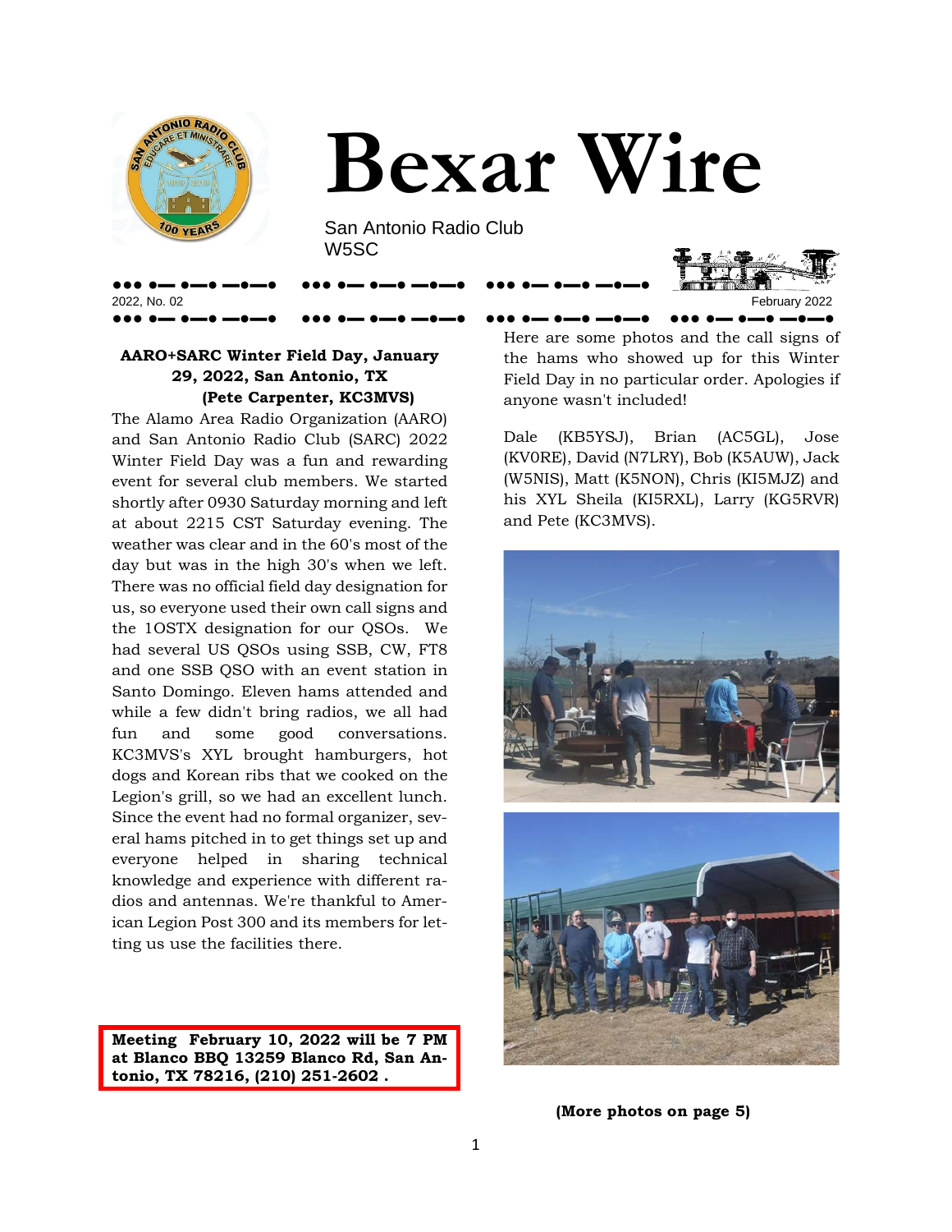# Bexar Wire

San Antonio Radio Club
W5SC

2022, No. 02 — February 2022

### AARO+SARC Winter Field Day, January 29, 2022, San Antonio, TX

**(Pete Carpenter, KC3MVS)**

The Alamo Area Radio Organization (AARO) and San Antonio Radio Club (SARC) 2022 Winter Field Day was a fun and rewarding event for several club members. We started shortly after 0930 Saturday morning and left at about 2215 CST Saturday evening. The weather was clear and in the 60's most of the day but was in the high 30's when we left. There was no official field day designation for us, so everyone used their own call signs and the 1OSTX designation for our QSOs. We had several US QSOs using SSB, CW, FT8 and one SSB QSO with an event station in Santo Domingo. Eleven hams attended and while a few didn't bring radios, we all had fun and some good conversations. KC3MVS's XYL brought hamburgers, hot dogs and Korean ribs that we cooked on the Legion's grill, so we had an excellent lunch. Since the event had no formal organizer, several hams pitched in to get things set up and everyone helped in sharing technical knowledge and experience with different radios and antennas. We're thankful to American Legion Post 300 and its members for letting us use the facilities there.

Here are some photos and the call signs of the hams who showed up for this Winter Field Day in no particular order. Apologies if anyone wasn't included!

Dale (KB5YSJ), Brian (AC5GL), Jose (KV0RE), David (N7LRY), Bob (K5AUW), Jack (W5NIS), Matt (K5NON), Chris (KI5MJZ) and his XYL Sheila (KI5RXL), Larry (KG5RVR) and Pete (KC3MVS).

**(More photos on page 5)**

**Meeting February 10, 2022 will be 7 PM at Blanco BBQ 13259 Blanco Rd, San Antonio, TX 78216, (210) 251-2602 .**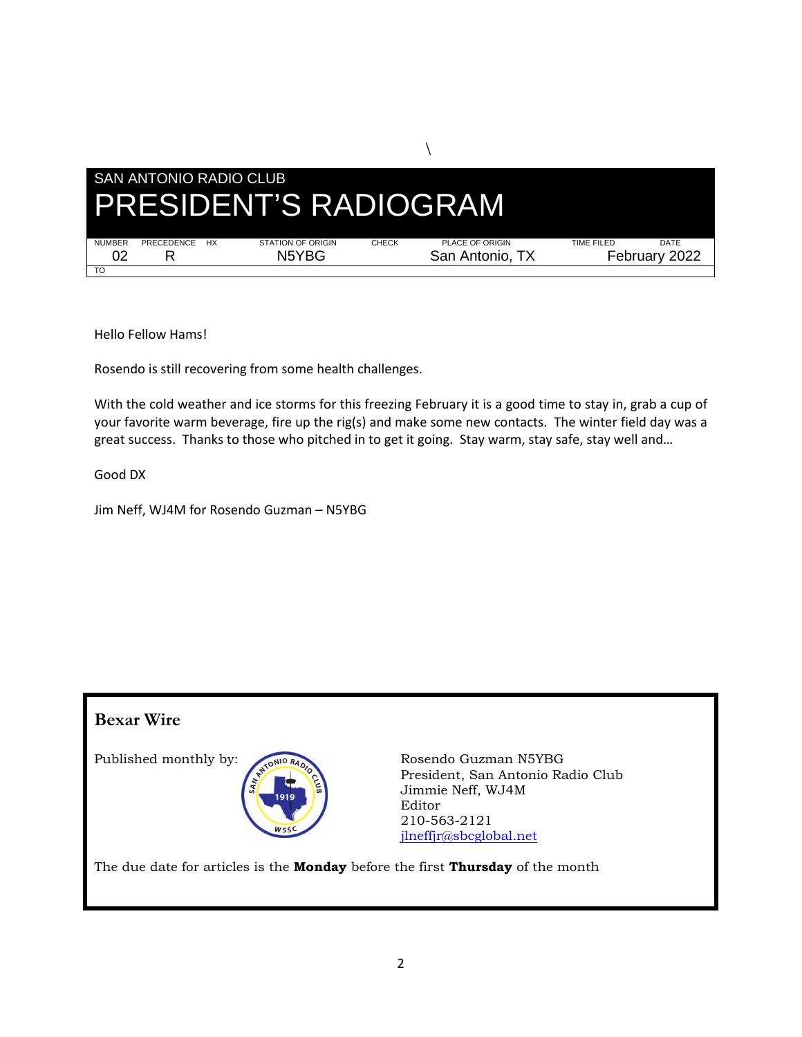\

## SAN ANTONIO RADIO CLUB

# PRESIDENT'S RADIOGRAM

| NUMBER | PRECEDENCE | HX | STATION OF ORIGIN | CHECK | PLACE OF ORIGIN | TIME FILED | DATE |
|---|---|---|---|---|---|---|---|
| 02 | R | | N5YBG | | San Antonio, TX | | February 2022 |
| TO | | | | | | | |

Hello Fellow Hams!

Rosendo is still recovering from some health challenges.

With the cold weather and ice storms for this freezing February it is a good time to stay in, grab a cup of your favorite warm beverage, fire up the rig(s) and make some new contacts. The winter field day was a great success. Thanks to those who pitched in to get it going. Stay warm, stay safe, stay well and…

Good DX

Jim Neff, WJ4M for Rosendo Guzman – N5YBG

## Bexar Wire

Published monthly by:

Rosendo Guzman N5YBG
President, San Antonio Radio Club
Jimmie Neff, WJ4M
Editor
210-563-2121
jlneffjr@sbcglobal.net

The due date for articles is the **Monday** before the first **Thursday** of the month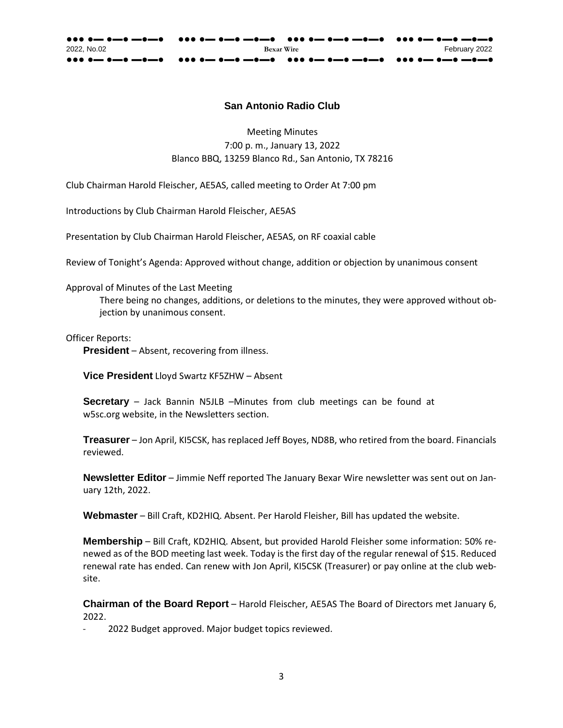## San Antonio Radio Club

Meeting Minutes
7:00 p. m., January 13, 2022
Blanco BBQ, 13259 Blanco Rd., San Antonio, TX 78216

Club Chairman Harold Fleischer, AE5AS, called meeting to Order At 7:00 pm

Introductions by Club Chairman Harold Fleischer, AE5AS

Presentation by Club Chairman Harold Fleischer, AE5AS, on RF coaxial cable

Review of Tonight's Agenda: Approved without change, addition or objection by unanimous consent

Approval of Minutes of the Last Meeting

There being no changes, additions, or deletions to the minutes, they were approved without objection by unanimous consent.

Officer Reports:

**President** – Absent, recovering from illness.

**Vice President** Lloyd Swartz KF5ZHW – Absent

**Secretary** – Jack Bannin N5JLB –Minutes from club meetings can be found at w5sc.org website, in the Newsletters section.

**Treasurer** – Jon April, KI5CSK, has replaced Jeff Boyes, ND8B, who retired from the board. Financials reviewed.

**Newsletter Editor** – Jimmie Neff reported The January Bexar Wire newsletter was sent out on January 12th, 2022.

**Webmaster** – Bill Craft, KD2HIQ. Absent. Per Harold Fleisher, Bill has updated the website.

**Membership** – Bill Craft, KD2HIQ. Absent, but provided Harold Fleisher some information: 50% renewed as of the BOD meeting last week. Today is the first day of the regular renewal of $15. Reduced renewal rate has ended. Can renew with Jon April, KI5CSK (Treasurer) or pay online at the club website.

**Chairman of the Board Report** – Harold Fleischer, AE5AS The Board of Directors met January 6, 2022.

- 2022 Budget approved. Major budget topics reviewed.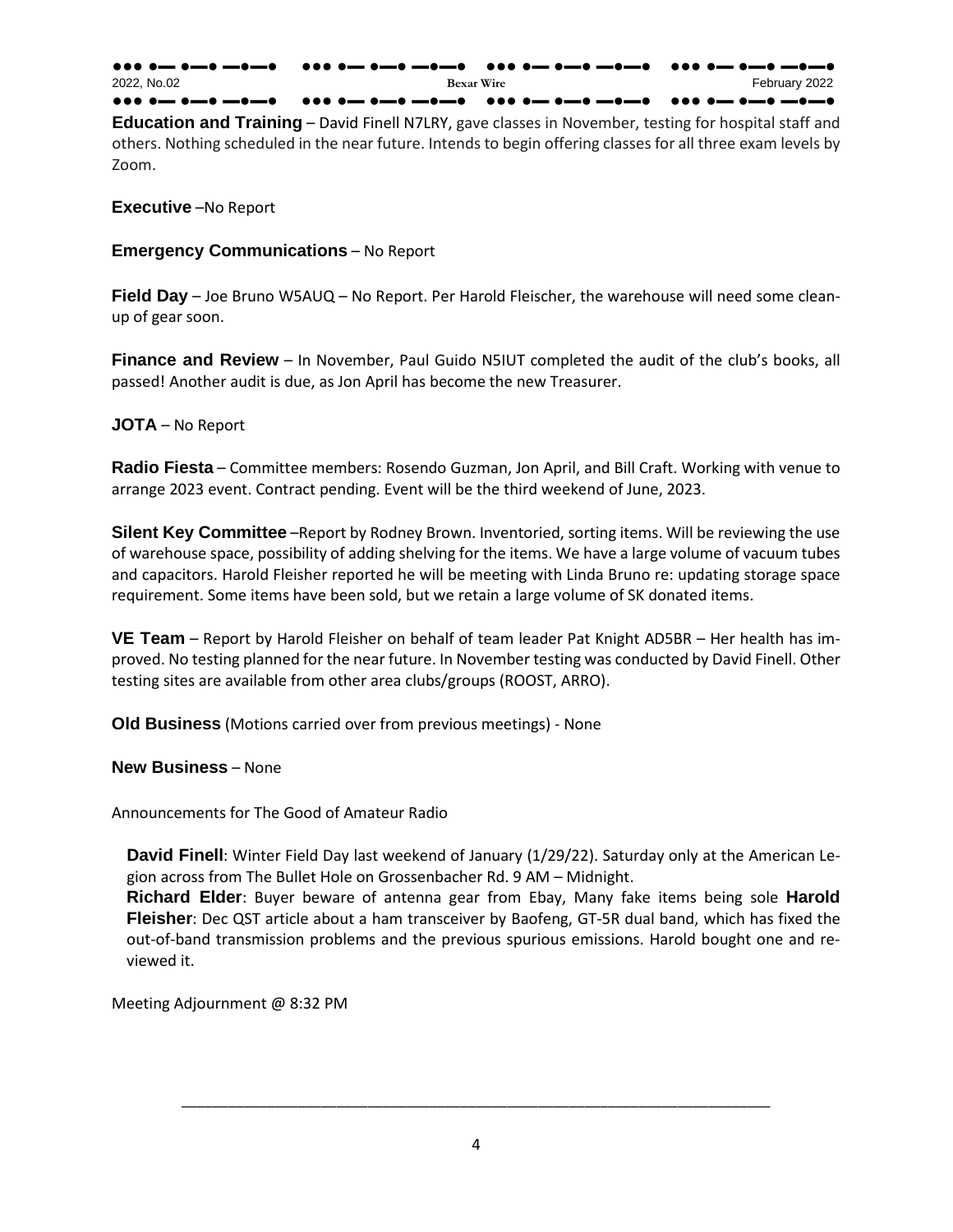**Education and Training** – David Finell N7LRY, gave classes in November, testing for hospital staff and others. Nothing scheduled in the near future. Intends to begin offering classes for all three exam levels by Zoom.

**Executive** –No Report

**Emergency Communications** – No Report

**Field Day** – Joe Bruno W5AUQ – No Report. Per Harold Fleischer, the warehouse will need some clean-up of gear soon.

**Finance and Review** – In November, Paul Guido N5IUT completed the audit of the club's books, all passed! Another audit is due, as Jon April has become the new Treasurer.

**JOTA** – No Report

**Radio Fiesta** – Committee members: Rosendo Guzman, Jon April, and Bill Craft. Working with venue to arrange 2023 event. Contract pending. Event will be the third weekend of June, 2023.

**Silent Key Committee** –Report by Rodney Brown. Inventoried, sorting items. Will be reviewing the use of warehouse space, possibility of adding shelving for the items. We have a large volume of vacuum tubes and capacitors. Harold Fleisher reported he will be meeting with Linda Bruno re: updating storage space requirement. Some items have been sold, but we retain a large volume of SK donated items.

**VE Team** – Report by Harold Fleisher on behalf of team leader Pat Knight AD5BR – Her health has improved. No testing planned for the near future. In November testing was conducted by David Finell. Other testing sites are available from other area clubs/groups (ROOST, ARRO).

**Old Business** (Motions carried over from previous meetings) - None

**New Business** – None

Announcements for The Good of Amateur Radio

**David Finell**: Winter Field Day last weekend of January (1/29/22). Saturday only at the American Legion across from The Bullet Hole on Grossenbacher Rd. 9 AM – Midnight.
**Richard Elder**: Buyer beware of antenna gear from Ebay, Many fake items being sole **Harold Fleisher**: Dec QST article about a ham transceiver by Baofeng, GT-5R dual band, which has fixed the out-of-band transmission problems and the previous spurious emissions. Harold bought one and reviewed it.

Meeting Adjournment @ 8:32 PM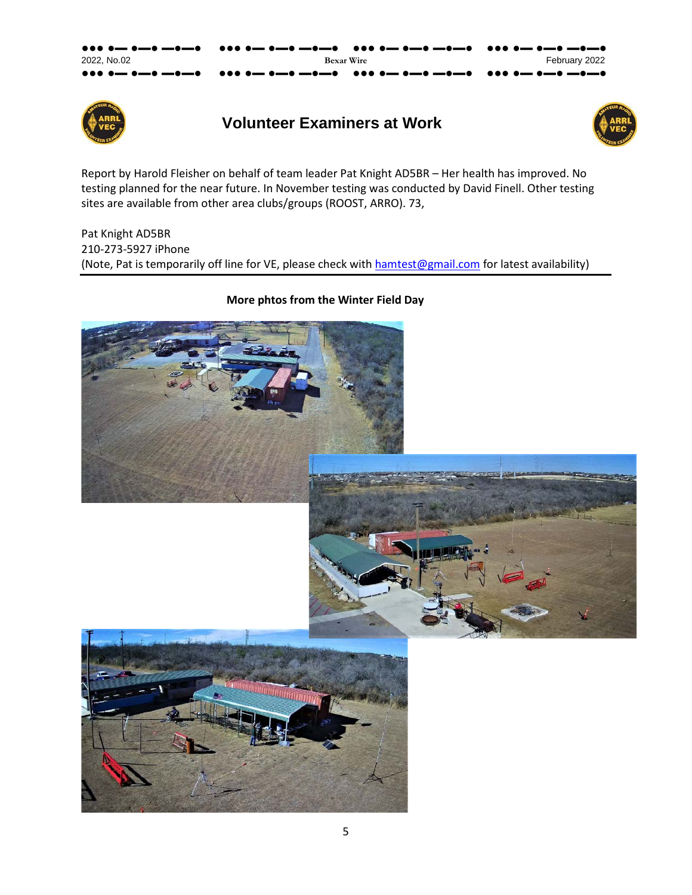## Volunteer Examiners at Work

Report by Harold Fleisher on behalf of team leader Pat Knight AD5BR – Her health has improved. No testing planned for the near future. In November testing was conducted by David Finell. Other testing sites are available from other area clubs/groups (ROOST, ARRO). 73,

Pat Knight AD5BR
210-273-5927 iPhone
(Note, Pat is temporarily off line for VE, please check with hamtest@gmail.com for latest availability)

**More phtos from the Winter Field Day**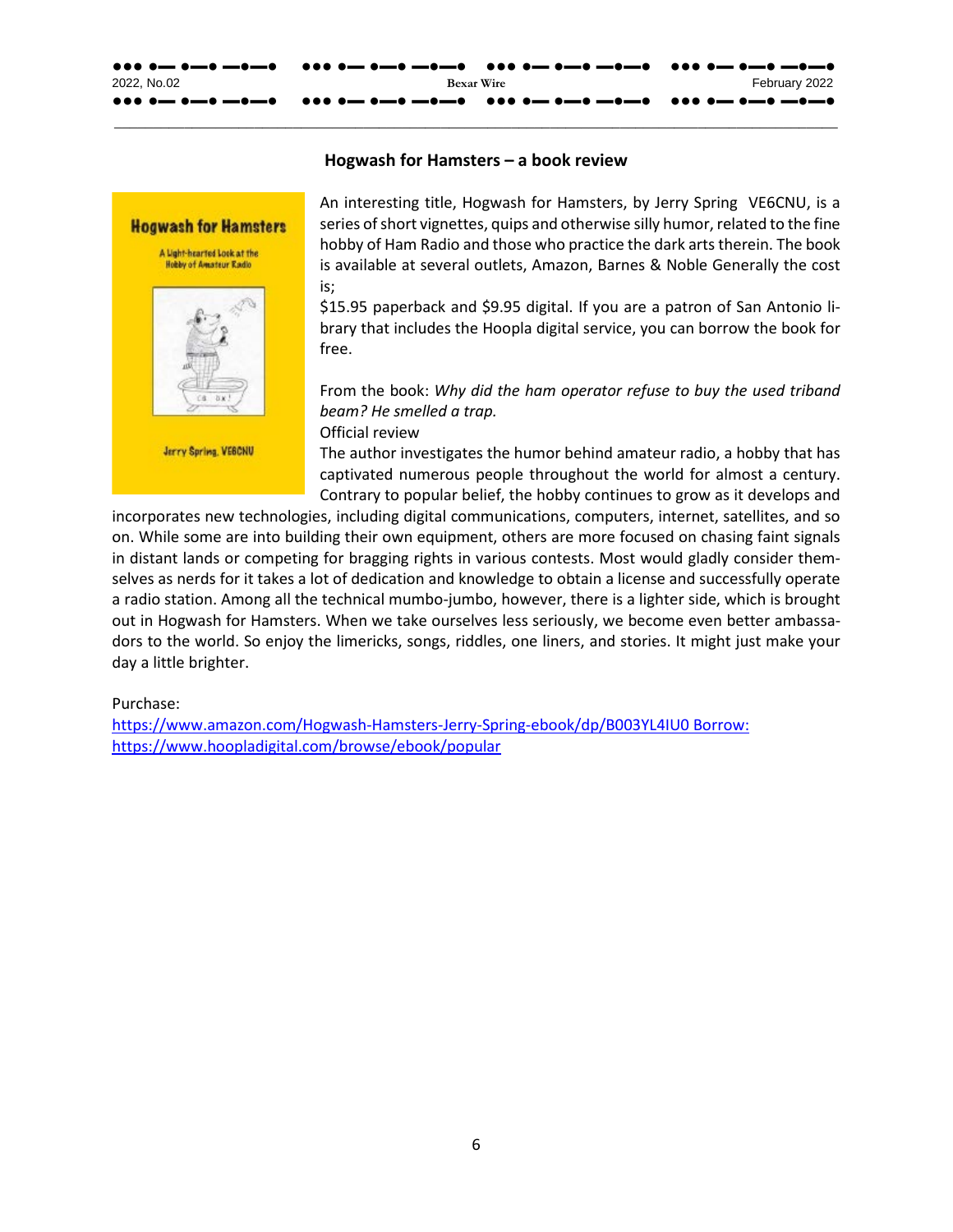### Hogwash for Hamsters – a book review

An interesting title, Hogwash for Hamsters, by Jerry Spring VE6CNU, is a series of short vignettes, quips and otherwise silly humor, related to the fine hobby of Ham Radio and those who practice the dark arts therein. The book is available at several outlets, Amazon, Barnes & Noble Generally the cost is;

$15.95 paperback and $9.95 digital. If you are a patron of San Antonio library that includes the Hoopla digital service, you can borrow the book for free.

From the book: *Why did the ham operator refuse to buy the used triband beam? He smelled a trap.*

Official review

The author investigates the humor behind amateur radio, a hobby that has captivated numerous people throughout the world for almost a century. Contrary to popular belief, the hobby continues to grow as it develops and incorporates new technologies, including digital communications, computers, internet, satellites, and so on. While some are into building their own equipment, others are more focused on chasing faint signals in distant lands or competing for bragging rights in various contests. Most would gladly consider themselves as nerds for it takes a lot of dedication and knowledge to obtain a license and successfully operate a radio station. Among all the technical mumbo-jumbo, however, there is a lighter side, which is brought out in Hogwash for Hamsters. When we take ourselves less seriously, we become even better ambassadors to the world. So enjoy the limericks, songs, riddles, one liners, and stories. It might just make your day a little brighter.

Purchase:
https://www.amazon.com/Hogwash-Hamsters-Jerry-Spring-ebook/dp/B003YL4IU0 Borrow:
https://www.hoopladigital.com/browse/ebook/popular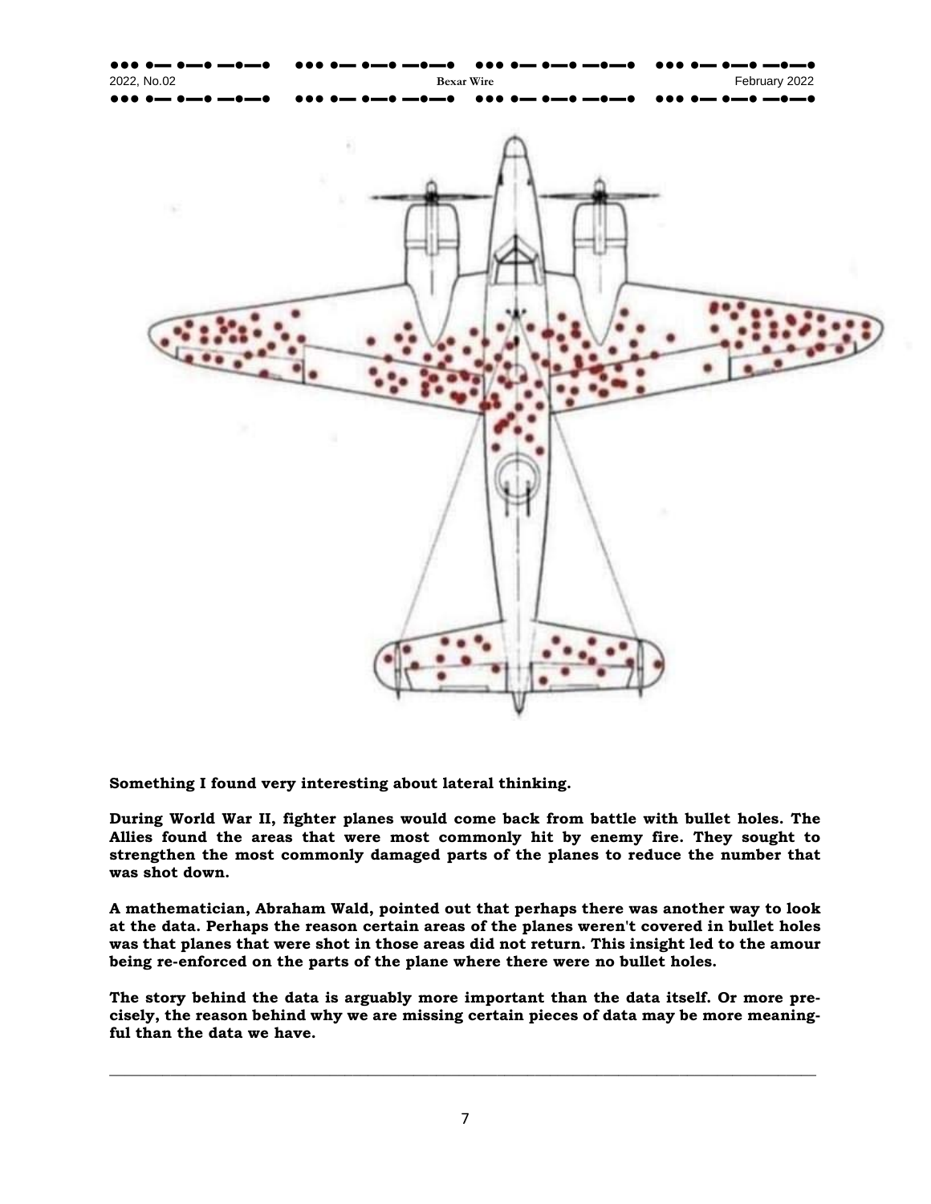**Something I found very interesting about lateral thinking.**

**During World War II, fighter planes would come back from battle with bullet holes. The Allies found the areas that were most commonly hit by enemy fire. They sought to strengthen the most commonly damaged parts of the planes to reduce the number that was shot down.**

**A mathematician, Abraham Wald, pointed out that perhaps there was another way to look at the data. Perhaps the reason certain areas of the planes weren't covered in bullet holes was that planes that were shot in those areas did not return. This insight led to the amour being re-enforced on the parts of the plane where there were no bullet holes.**

**The story behind the data is arguably more important than the data itself. Or more precisely, the reason behind why we are missing certain pieces of data may be more meaningful than the data we have.**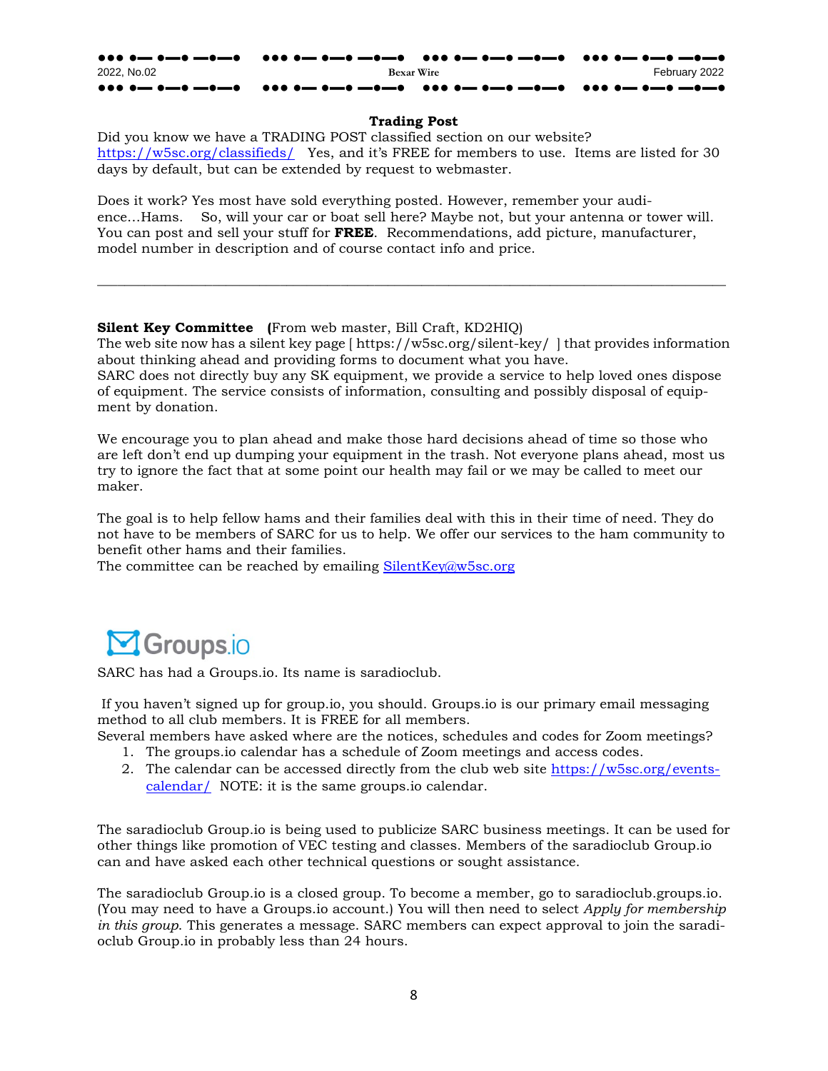## Trading Post

Did you know we have a TRADING POST classified section on our website? https://w5sc.org/classifieds/ Yes, and it's FREE for members to use. Items are listed for 30 days by default, but can be extended by request to webmaster.

Does it work? Yes most have sold everything posted. However, remember your audience…Hams. So, will your car or boat sell here? Maybe not, but your antenna or tower will. You can post and sell your stuff for **FREE**. Recommendations, add picture, manufacturer, model number in description and of course contact info and price.

---

**Silent Key Committee** (From web master, Bill Craft, KD2HIQ)
The web site now has a silent key page [ https://w5sc.org/silent-key/ ] that provides information about thinking ahead and providing forms to document what you have.
SARC does not directly buy any SK equipment, we provide a service to help loved ones dispose of equipment. The service consists of information, consulting and possibly disposal of equipment by donation.

We encourage you to plan ahead and make those hard decisions ahead of time so those who are left don't end up dumping your equipment in the trash. Not everyone plans ahead, most us try to ignore the fact that at some point our health may fail or we may be called to meet our maker.

The goal is to help fellow hams and their families deal with this in their time of need. They do not have to be members of SARC for us to help. We offer our services to the ham community to benefit other hams and their families.
The committee can be reached by emailing SilentKey@w5sc.org

Groups.io

SARC has had a Groups.io. Its name is saradioclub.

If you haven't signed up for group.io, you should. Groups.io is our primary email messaging method to all club members. It is FREE for all members.
Several members have asked where are the notices, schedules and codes for Zoom meetings?

1. The groups.io calendar has a schedule of Zoom meetings and access codes.
2. The calendar can be accessed directly from the club web site https://w5sc.org/events-calendar/ NOTE: it is the same groups.io calendar.

The saradioclub Group.io is being used to publicize SARC business meetings. It can be used for other things like promotion of VEC testing and classes. Members of the saradioclub Group.io can and have asked each other technical questions or sought assistance.

The saradioclub Group.io is a closed group. To become a member, go to saradioclub.groups.io. (You may need to have a Groups.io account.) You will then need to select *Apply for membership in this group.* This generates a message. SARC members can expect approval to join the saradioclub Group.io in probably less than 24 hours.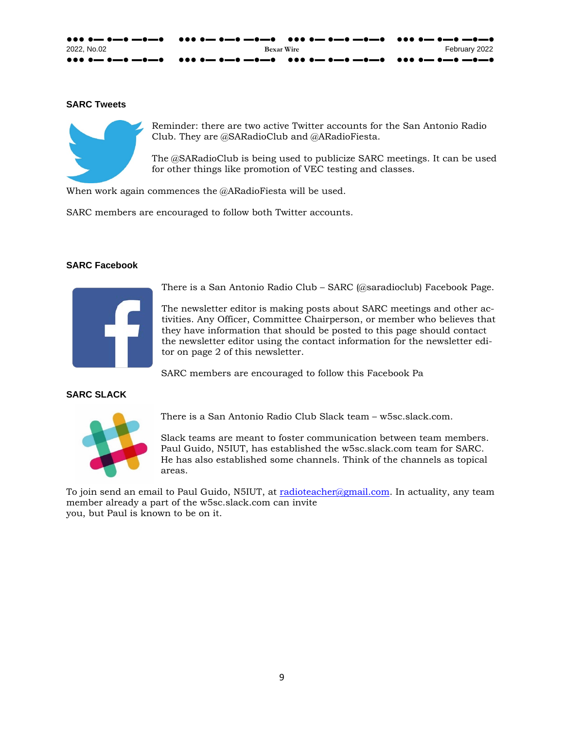## SARC Tweets

Reminder: there are two active Twitter accounts for the San Antonio Radio Club. They are @SARadioClub and @ARadioFiesta.

The @SARadioClub is being used to publicize SARC meetings. It can be used for other things like promotion of VEC testing and classes.

When work again commences the @ARadioFiesta will be used.

SARC members are encouraged to follow both Twitter accounts.

## SARC Facebook

There is a San Antonio Radio Club – SARC (@saradioclub) Facebook Page.

The newsletter editor is making posts about SARC meetings and other activities. Any Officer, Committee Chairperson, or member who believes that they have information that should be posted to this page should contact the newsletter editor using the contact information for the newsletter editor on page 2 of this newsletter.

SARC members are encouraged to follow this Facebook Pa

## SARC SLACK

There is a San Antonio Radio Club Slack team – w5sc.slack.com.

Slack teams are meant to foster communication between team members. Paul Guido, N5IUT, has established the w5sc.slack.com team for SARC. He has also established some channels. Think of the channels as topical areas.

To join send an email to Paul Guido, N5IUT, at radioteacher@gmail.com. In actuality, any team member already a part of the w5sc.slack.com can invite you, but Paul is known to be on it.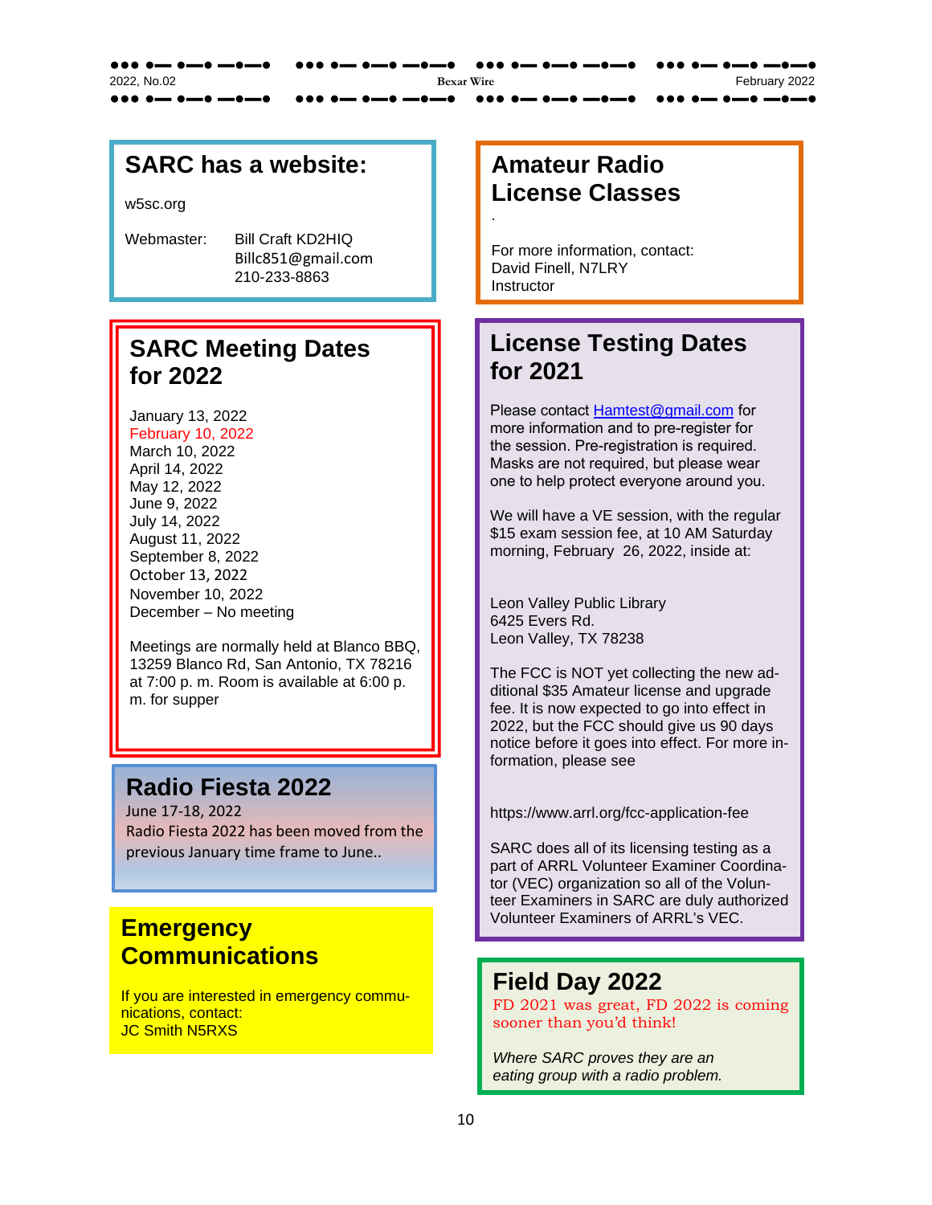## SARC has a website:

w5sc.org

Webmaster: Bill Craft KD2HIQ
Billc851@gmail.com
210-233-8863

## SARC Meeting Dates for 2022

January 13, 2022
February 10, 2022
March 10, 2022
April 14, 2022
May 12, 2022
June 9, 2022
July 14, 2022
August 11, 2022
September 8, 2022
October 13, 2022
November 10, 2022
December – No meeting

Meetings are normally held at Blanco BBQ, 13259 Blanco Rd, San Antonio, TX 78216 at 7:00 p. m. Room is available at 6:00 p. m. for supper

## Radio Fiesta 2022

June 17-18, 2022
Radio Fiesta 2022 has been moved from the previous January time frame to June..

## Emergency Communications

If you are interested in emergency communications, contact:
JC Smith N5RXS

## Amateur Radio License Classes

.

For more information, contact:
David Finell, N7LRY
Instructor

## License Testing Dates for 2021

Please contact Hamtest@gmail.com for more information and to pre-register for the session. Pre-registration is required. Masks are not required, but please wear one to help protect everyone around you.

We will have a VE session, with the regular $15 exam session fee, at 10 AM Saturday morning, February 26, 2022, inside at:

Leon Valley Public Library
6425 Evers Rd.
Leon Valley, TX 78238

The FCC is NOT yet collecting the new additional $35 Amateur license and upgrade fee. It is now expected to go into effect in 2022, but the FCC should give us 90 days notice before it goes into effect. For more information, please see

https://www.arrl.org/fcc-application-fee

SARC does all of its licensing testing as a part of ARRL Volunteer Examiner Coordinator (VEC) organization so all of the Volunteer Examiners in SARC are duly authorized Volunteer Examiners of ARRL's VEC.

## Field Day 2022

FD 2021 was great, FD 2022 is coming sooner than you'd think!

*Where SARC proves they are an eating group with a radio problem.*